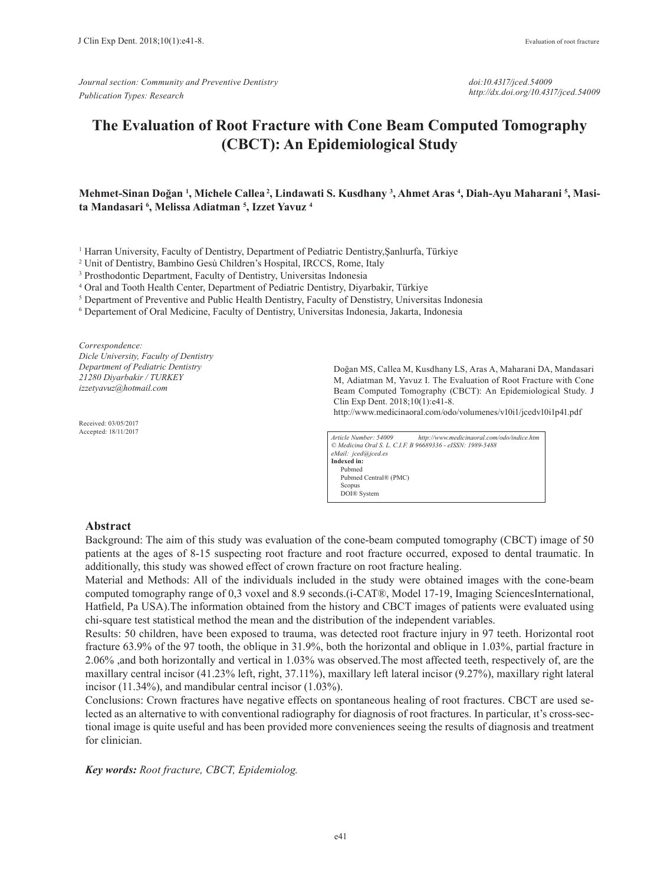*Journal section: Community and Preventive Dentistry*
*Publication Types: Research*

*doi:10.4317/jced.54009*
*http://dx.doi.org/10.4317/jced.54009*

# The Evaluation of Root Fracture with Cone Beam Computed Tomography (CBCT): An Epidemiological Study

**Mehmet-Sinan Doğan [1], Michele Callea [2], Lindawati S. Kusdhany [3], Ahmet Aras [4], Diah-Ayu Maharani [5], Masita Mandasari [6], Melissa Adiatman [5], Izzet Yavuz [4]**

[1] Harran University, Faculty of Dentistry, Department of Pediatric Dentistry,Şanlıurfa, Türkiye
[2] Unit of Dentistry, Bambino Gesù Children's Hospital, IRCCS, Rome, Italy
[3] Prosthodontic Department, Faculty of Dentistry, Universitas Indonesia
[4] Oral and Tooth Health Center, Department of Pediatric Dentistry, Diyarbakir, Türkiye
[5] Department of Preventive and Public Health Dentistry, Faculty of Denstistry, Universitas Indonesia
[6] Departement of Oral Medicine, Faculty of Dentistry, Universitas Indonesia, Jakarta, Indonesia

*Correspondence:*
*Dicle University, Faculty of Dentistry*
*Department of Pediatric Dentistry*
*21280 Diyarbakir / TURKEY*
*izzetyavuz@hotmail.com*

Received: 03/05/2017
Accepted: 18/11/2017

Doğan MS, Callea M, Kusdhany LS, Aras A, Maharani DA, Mandasari M, Adiatman M, Yavuz I. The Evaluation of Root Fracture with Cone Beam Computed Tomography (CBCT): An Epidemiological Study. J Clin Exp Dent. 2018;10(1):e41-8.
http://www.medicinaoral.com/odo/volumenes/v10i1/jcedv10i1p41.pdf

*Article Number: 54009* *http://www.medicinaoral.com/odo/indice.htm*
*© Medicina Oral S. L. C.I.F. B 96689336 - eISSN: 1989-5488*
*eMail: jced@jced.es*
**Indexed in:**
Pubmed
Pubmed Central® (PMC)
Scopus
DOI® System

## Abstract

Background: The aim of this study was evaluation of the cone-beam computed tomography (CBCT) image of 50 patients at the ages of 8-15 suspecting root fracture and root fracture occurred, exposed to dental traumatic. In additionally, this study was showed effect of crown fracture on root fracture healing.

Material and Methods: All of the individuals included in the study were obtained images with the cone-beam computed tomography range of 0,3 voxel and 8.9 seconds.(i-CAT®, Model 17-19, Imaging SciencesInternational, Hatfield, Pa USA).The information obtained from the history and CBCT images of patients were evaluated using chi-square test statistical method the mean and the distribution of the independent variables.

Results: 50 children, have been exposed to trauma, was detected root fracture injury in 97 teeth. Horizontal root fracture 63.9% of the 97 tooth, the oblique in 31.9%, both the horizontal and oblique in 1.03%, partial fracture in 2.06% ,and both horizontally and vertical in 1.03% was observed.The most affected teeth, respectively of, are the maxillary central incisor (41.23% left, right, 37.11%), maxillary left lateral incisor (9.27%), maxillary right lateral incisor (11.34%), and mandibular central incisor (1.03%).

Conclusions: Crown fractures have negative effects on spontaneous healing of root fractures. CBCT are used selected as an alternative to with conventional radiography for diagnosis of root fractures. In particular, ıt's cross-sectional image is quite useful and has been provided more conveniences seeing the results of diagnosis and treatment for clinician.

***Key words:*** *Root fracture, CBCT, Epidemiolog.*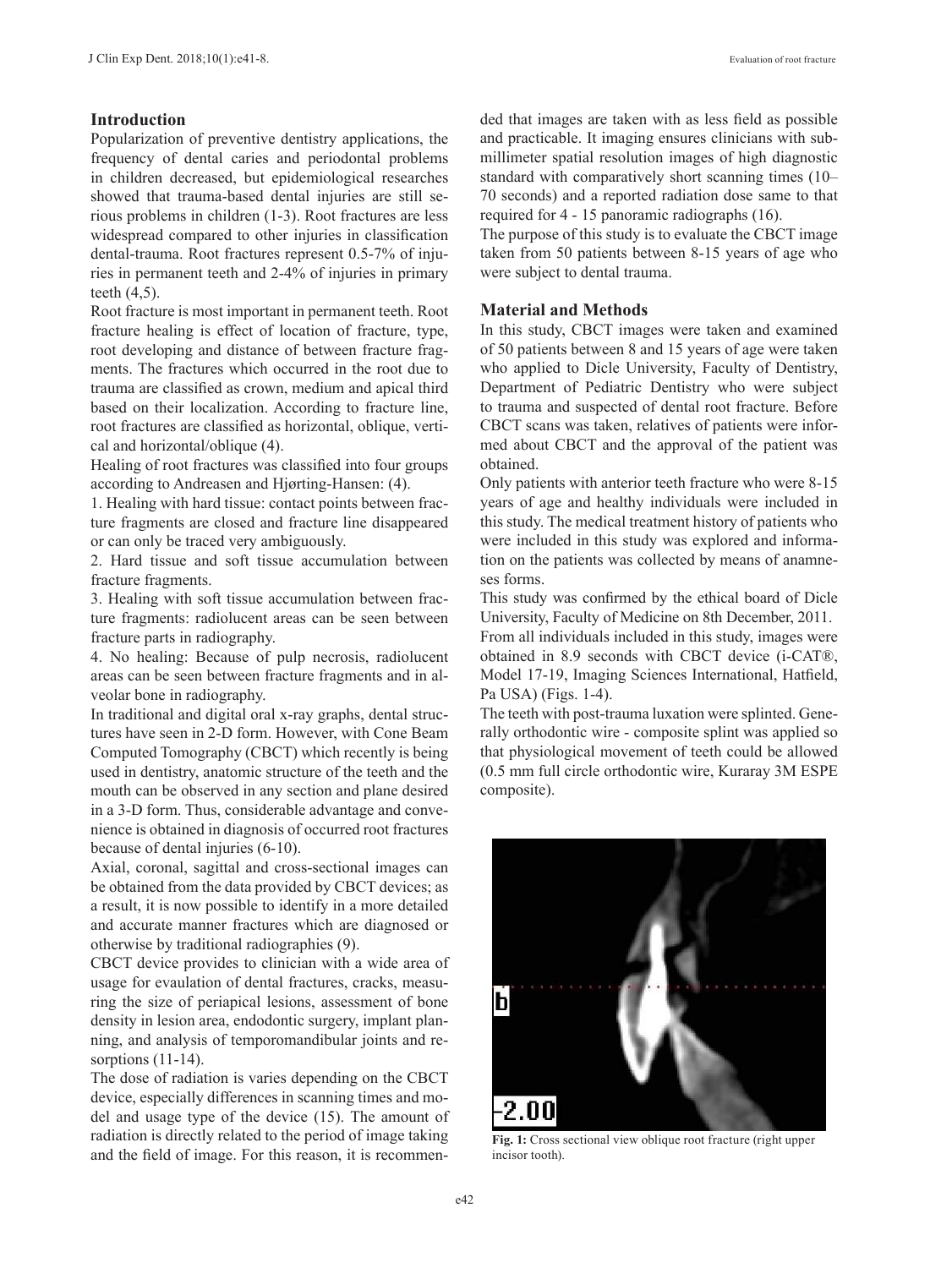## Introduction

Popularization of preventive dentistry applications, the frequency of dental caries and periodontal problems in children decreased, but epidemiological researches showed that trauma-based dental injuries are still serious problems in children (1-3). Root fractures are less widespread compared to other injuries in classification dental-trauma. Root fractures represent 0.5-7% of injuries in permanent teeth and 2-4% of injuries in primary teeth (4,5).

Root fracture is most important in permanent teeth. Root fracture healing is effect of location of fracture, type, root developing and distance of between fracture fragments. The fractures which occurred in the root due to trauma are classified as crown, medium and apical third based on their localization. According to fracture line, root fractures are classified as horizontal, oblique, vertical and horizontal/oblique (4).

Healing of root fractures was classified into four groups according to Andreasen and Hjørting-Hansen: (4).

1. Healing with hard tissue: contact points between fracture fragments are closed and fracture line disappeared or can only be traced very ambiguously.
2. Hard tissue and soft tissue accumulation between fracture fragments.
3. Healing with soft tissue accumulation between fracture fragments: radiolucent areas can be seen between fracture parts in radiography.
4. No healing: Because of pulp necrosis, radiolucent areas can be seen between fracture fragments and in alveolar bone in radiography.

In traditional and digital oral x-ray graphs, dental structures have seen in 2-D form. However, with Cone Beam Computed Tomography (CBCT) which recently is being used in dentistry, anatomic structure of the teeth and the mouth can be observed in any section and plane desired in a 3-D form. Thus, considerable advantage and convenience is obtained in diagnosis of occurred root fractures because of dental injuries (6-10).

Axial, coronal, sagittal and cross-sectional images can be obtained from the data provided by CBCT devices; as a result, it is now possible to identify in a more detailed and accurate manner fractures which are diagnosed or otherwise by traditional radiographies (9).

CBCT device provides to clinician with a wide area of usage for evaulation of dental fractures, cracks, measuring the size of periapical lesions, assessment of bone density in lesion area, endodontic surgery, implant planning, and analysis of temporomandibular joints and resorptions (11-14).

The dose of radiation is varies depending on the CBCT device, especially differences in scanning times and model and usage type of the device (15). The amount of radiation is directly related to the period of image taking and the field of image. For this reason, it is recommended that images are taken with as less field as possible and practicable. It imaging ensures clinicians with submillimeter spatial resolution images of high diagnostic standard with comparatively short scanning times (10–70 seconds) and a reported radiation dose same to that required for 4 - 15 panoramic radiographs (16).

The purpose of this study is to evaluate the CBCT image taken from 50 patients between 8-15 years of age who were subject to dental trauma.

## Material and Methods

In this study, CBCT images were taken and examined of 50 patients between 8 and 15 years of age were taken who applied to Dicle University, Faculty of Dentistry, Department of Pediatric Dentistry who were subject to trauma and suspected of dental root fracture. Before CBCT scans was taken, relatives of patients were informed about CBCT and the approval of the patient was obtained.

Only patients with anterior teeth fracture who were 8-15 years of age and healthy individuals were included in this study. The medical treatment history of patients who were included in this study was explored and information on the patients was collected by means of anamneses forms.

This study was confirmed by the ethical board of Dicle University, Faculty of Medicine on 8th December, 2011.

From all individuals included in this study, images were obtained in 8.9 seconds with CBCT device (i-CAT®, Model 17-19, Imaging Sciences International, Hatfield, Pa USA) (Figs. 1-4).

The teeth with post-trauma luxation were splinted. Generally orthodontic wire - composite splint was applied so that physiological movement of teeth could be allowed (0.5 mm full circle orthodontic wire, Kuraray 3M ESPE composite).

**Fig. 1:** Cross sectional view oblique root fracture (right upper incisor tooth).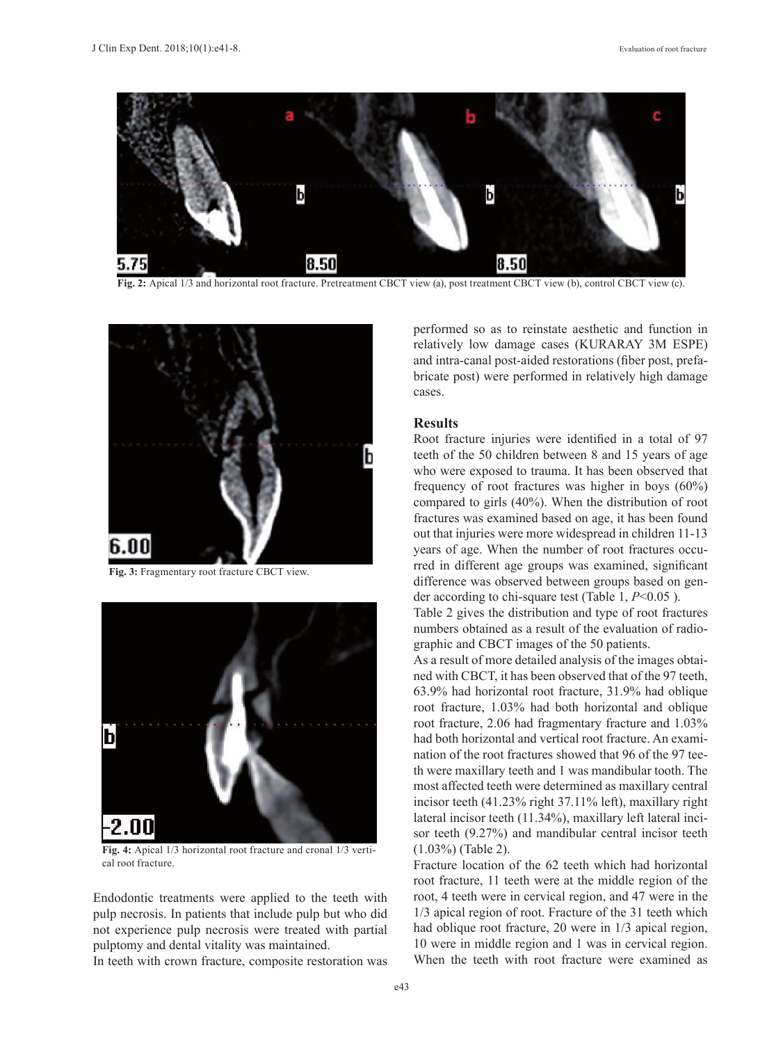Fig. 2: Apical 1/3 and horizontal root fracture. Pretreatment CBCT view (a), post treatment CBCT view (b), control CBCT view (c).

Fig. 3: Fragmentary root fracture CBCT view.

Fig. 4: Apical 1/3 horizontal root fracture and cronal 1/3 vertical root fracture.

Endodontic treatments were applied to the teeth with pulp necrosis. In patients that include pulp but who did not experience pulp necrosis were treated with partial pulptomy and dental vitality was maintained.

In teeth with crown fracture, composite restoration was performed so as to reinstate aesthetic and function in relatively low damage cases (KURARAY 3M ESPE) and intra-canal post-aided restorations (fiber post, prefabricate post) were performed in relatively high damage cases.

## Results

Root fracture injuries were identified in a total of 97 teeth of the 50 children between 8 and 15 years of age who were exposed to trauma. It has been observed that frequency of root fractures was higher in boys (60%) compared to girls (40%). When the distribution of root fractures was examined based on age, it has been found out that injuries were more widespread in children 11-13 years of age. When the number of root fractures occurred in different age groups was examined, significant difference was observed between groups based on gender according to chi-square test (Table 1, $P<0.05$ ).

Table 2 gives the distribution and type of root fractures numbers obtained as a result of the evaluation of radiographic and CBCT images of the 50 patients.

As a result of more detailed analysis of the images obtained with CBCT, it has been observed that of the 97 teeth, 63.9% had horizontal root fracture, 31.9% had oblique root fracture, 1.03% had both horizontal and oblique root fracture, 2.06 had fragmentary fracture and 1.03% had both horizontal and vertical root fracture. An examination of the root fractures showed that 96 of the 97 teeth were maxillary teeth and 1 was mandibular tooth. The most affected teeth were determined as maxillary central incisor teeth (41.23% right 37.11% left), maxillary right lateral incisor teeth (11.34%), maxillary left lateral incisor teeth (9.27%) and mandibular central incisor teeth (1.03%) (Table 2).

Fracture location of the 62 teeth which had horizontal root fracture, 11 teeth were at the middle region of the root, 4 teeth were in cervical region, and 47 were in the 1/3 apical region of root. Fracture of the 31 teeth which had oblique root fracture, 20 were in 1/3 apical region, 10 were in middle region and 1 was in cervical region. When the teeth with root fracture were examined as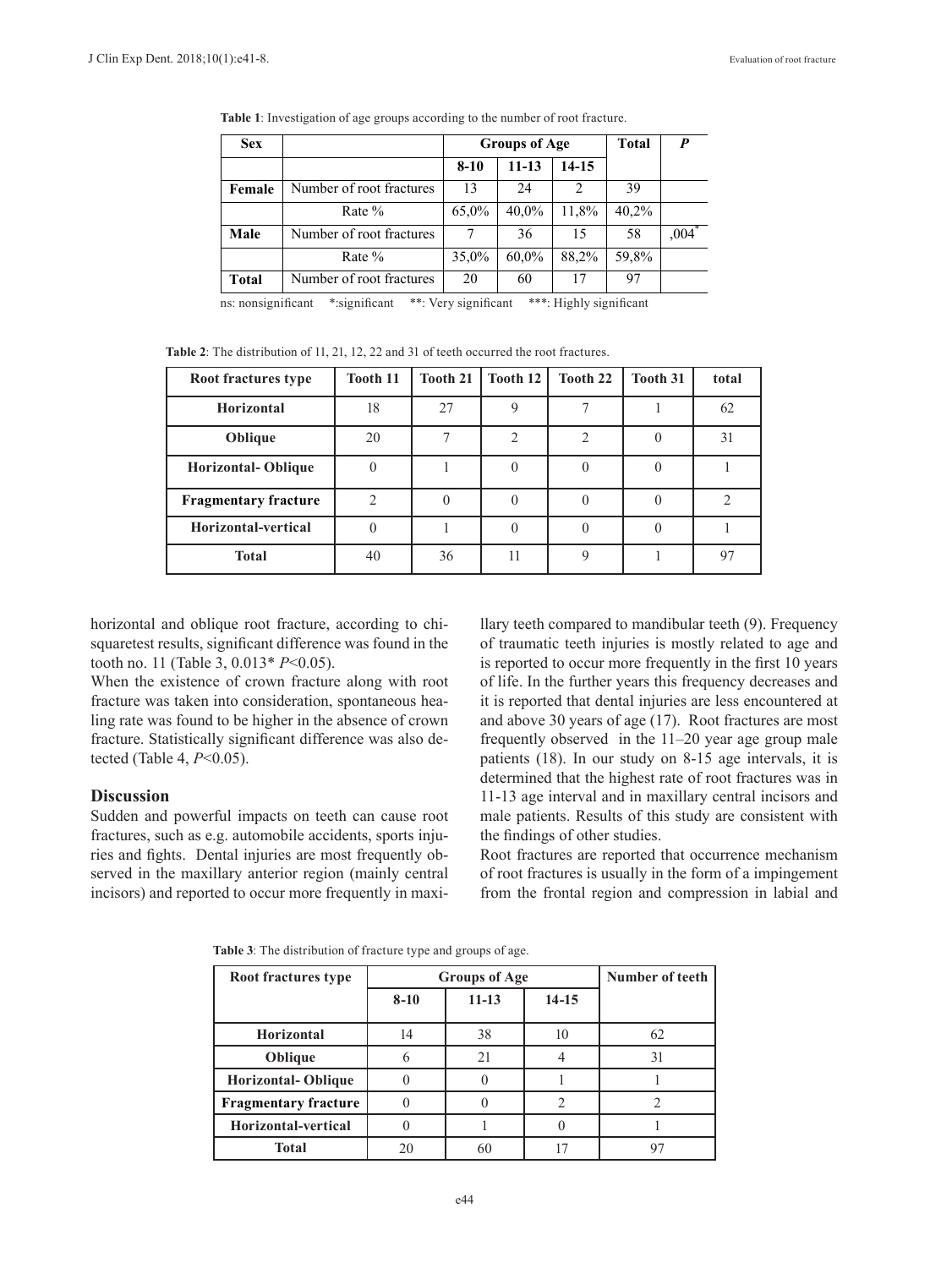**Table 1**: Investigation of age groups according to the number of root fracture.

| Sex | | Groups of Age | | | Total | *P* |
|---|---|---|---|---|---|---|
| | | 8-10 | 11-13 | 14-15 | | |
| **Female** | Number of root fractures | 13 | 24 | 2 | 39 | |
| | Rate % | 65,0% | 40,0% | 11,8% | 40,2% | |
| **Male** | Number of root fractures | 7 | 36 | 15 | 58 | ,004* |
| | Rate % | 35,0% | 60,0% | 88,2% | 59,8% | |
| **Total** | Number of root fractures | 20 | 60 | 17 | 97 | |

ns: nonsignificant *:significant **: Very significant ***: Highly significant

**Table 2**: The distribution of 11, 21, 12, 22 and 31 of teeth occurred the root fractures.

| Root fractures type | Tooth 11 | Tooth 21 | Tooth 12 | Tooth 22 | Tooth 31 | total |
|---|---|---|---|---|---|---|
| **Horizontal** | 18 | 27 | 9 | 7 | 1 | 62 |
| **Oblique** | 20 | 7 | 2 | 2 | 0 | 31 |
| **Horizontal- Oblique** | 0 | 1 | 0 | 0 | 0 | 1 |
| **Fragmentary fracture** | 2 | 0 | 0 | 0 | 0 | 2 |
| **Horizontal-vertical** | 0 | 1 | 0 | 0 | 0 | 1 |
| **Total** | 40 | 36 | 11 | 9 | 1 | 97 |

horizontal and oblique root fracture, according to chi-squaretest results, significant difference was found in the tooth no. 11 (Table 3, 0.013* $P<0.05$).

When the existence of crown fracture along with root fracture was taken into consideration, spontaneous healing rate was found to be higher in the absence of crown fracture. Statistically significant difference was also detected (Table 4, $P<0.05$).

## Discussion

Sudden and powerful impacts on teeth can cause root fractures, such as e.g. automobile accidents, sports injuries and fights. Dental injuries are most frequently observed in the maxillary anterior region (mainly central incisors) and reported to occur more frequently in maxillary teeth compared to mandibular teeth (9). Frequency of traumatic teeth injuries is mostly related to age and is reported to occur more frequently in the first 10 years of life. In the further years this frequency decreases and it is reported that dental injuries are less encountered at and above 30 years of age (17). Root fractures are most frequently observed in the 11–20 year age group male patients (18). In our study on 8-15 age intervals, it is determined that the highest rate of root fractures was in 11-13 age interval and in maxillary central incisors and male patients. Results of this study are consistent with the findings of other studies.

Root fractures are reported that occurrence mechanism of root fractures is usually in the form of a impingement from the frontal region and compression in labial and

**Table 3**: The distribution of fracture type and groups of age.

| Root fractures type | Groups of Age | | | Number of teeth |
|---|---|---|---|---|
| | 8-10 | 11-13 | 14-15 | |
| **Horizontal** | 14 | 38 | 10 | 62 |
| **Oblique** | 6 | 21 | 4 | 31 |
| **Horizontal- Oblique** | 0 | 0 | 1 | 1 |
| **Fragmentary fracture** | 0 | 0 | 2 | 2 |
| **Horizontal-vertical** | 0 | 1 | 0 | 1 |
| **Total** | 20 | 60 | 17 | 97 |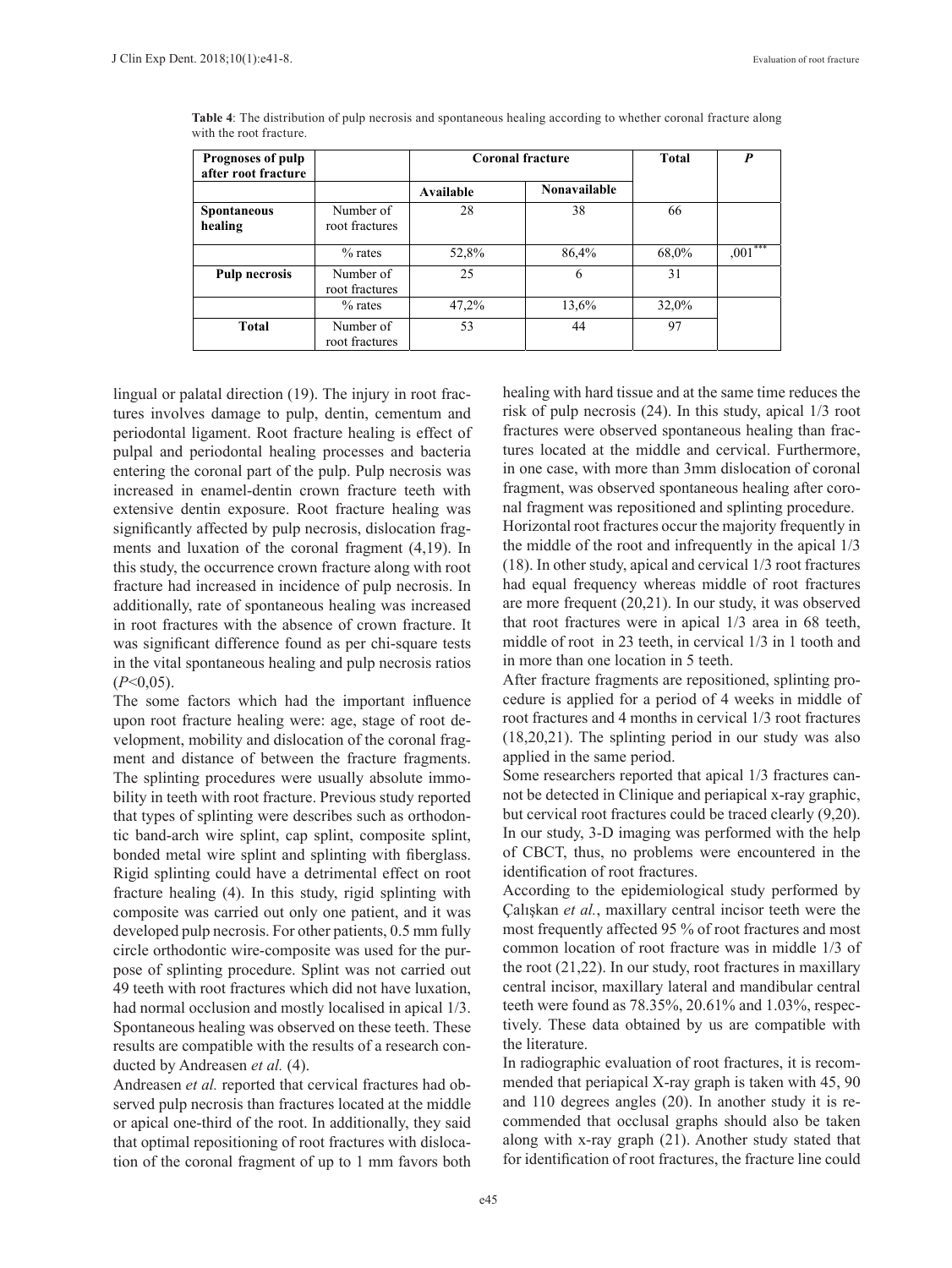**Table 4**: The distribution of pulp necrosis and spontaneous healing according to whether coronal fracture along with the root fracture.

| Prognoses of pulp after root fracture | | Coronal fracture | | Total | P |
|---|---|---|---|---|---|
| | | Available | Nonavailable | | |
| Spontaneous healing | Number of root fractures | 28 | 38 | 66 | |
| | % rates | 52,8% | 86,4% | 68,0% | ,001*** |
| Pulp necrosis | Number of root fractures | 25 | 6 | 31 | |
| | % rates | 47,2% | 13,6% | 32,0% | |
| Total | Number of root fractures | 53 | 44 | 97 | |

lingual or palatal direction (19). The injury in root fractures involves damage to pulp, dentin, cementum and periodontal ligament. Root fracture healing is effect of pulpal and periodontal healing processes and bacteria entering the coronal part of the pulp. Pulp necrosis was increased in enamel-dentin crown fracture teeth with extensive dentin exposure. Root fracture healing was significantly affected by pulp necrosis, dislocation fragments and luxation of the coronal fragment (4,19). In this study, the occurrence crown fracture along with root fracture had increased in incidence of pulp necrosis. In additionally, rate of spontaneous healing was increased in root fractures with the absence of crown fracture. It was significant difference found as per chi-square tests in the vital spontaneous healing and pulp necrosis ratios ($P<0,05$).

The some factors which had the important influence upon root fracture healing were: age, stage of root development, mobility and dislocation of the coronal fragment and distance of between the fracture fragments. The splinting procedures were usually absolute immobility in teeth with root fracture. Previous study reported that types of splinting were describes such as orthodontic band-arch wire splint, cap splint, composite splint, bonded metal wire splint and splinting with fiberglass. Rigid splinting could have a detrimental effect on root fracture healing (4). In this study, rigid splinting with composite was carried out only one patient, and it was developed pulp necrosis. For other patients, 0.5 mm fully circle orthodontic wire-composite was used for the purpose of splinting procedure. Splint was not carried out 49 teeth with root fractures which did not have luxation, had normal occlusion and mostly localised in apical 1/3. Spontaneous healing was observed on these teeth. These results are compatible with the results of a research conducted by Andreasen *et al.* (4).

Andreasen *et al.* reported that cervical fractures had observed pulp necrosis than fractures located at the middle or apical one-third of the root. In additionally, they said that optimal repositioning of root fractures with dislocation of the coronal fragment of up to 1 mm favors both healing with hard tissue and at the same time reduces the risk of pulp necrosis (24). In this study, apical 1/3 root fractures were observed spontaneous healing than fractures located at the middle and cervical. Furthermore, in one case, with more than 3mm dislocation of coronal fragment, was observed spontaneous healing after coronal fragment was repositioned and splinting procedure.

Horizontal root fractures occur the majority frequently in the middle of the root and infrequently in the apical 1/3 (18). In other study, apical and cervical 1/3 root fractures had equal frequency whereas middle of root fractures are more frequent (20,21). In our study, it was observed that root fractures were in apical 1/3 area in 68 teeth, middle of root in 23 teeth, in cervical 1/3 in 1 tooth and in more than one location in 5 teeth.

After fracture fragments are repositioned, splinting procedure is applied for a period of 4 weeks in middle of root fractures and 4 months in cervical 1/3 root fractures (18,20,21). The splinting period in our study was also applied in the same period.

Some researchers reported that apical 1/3 fractures cannot be detected in Clinique and periapical x-ray graphic, but cervical root fractures could be traced clearly (9,20). In our study, 3-D imaging was performed with the help of CBCT, thus, no problems were encountered in the identification of root fractures.

According to the epidemiological study performed by Çalışkan *et al.*, maxillary central incisor teeth were the most frequently affected 95 % of root fractures and most common location of root fracture was in middle 1/3 of the root (21,22). In our study, root fractures in maxillary central incisor, maxillary lateral and mandibular central teeth were found as 78.35%, 20.61% and 1.03%, respectively. These data obtained by us are compatible with the literature.

In radiographic evaluation of root fractures, it is recommended that periapical X-ray graph is taken with 45, 90 and 110 degrees angles (20). In another study it is recommended that occlusal graphs should also be taken along with x-ray graph (21). Another study stated that for identification of root fractures, the fracture line could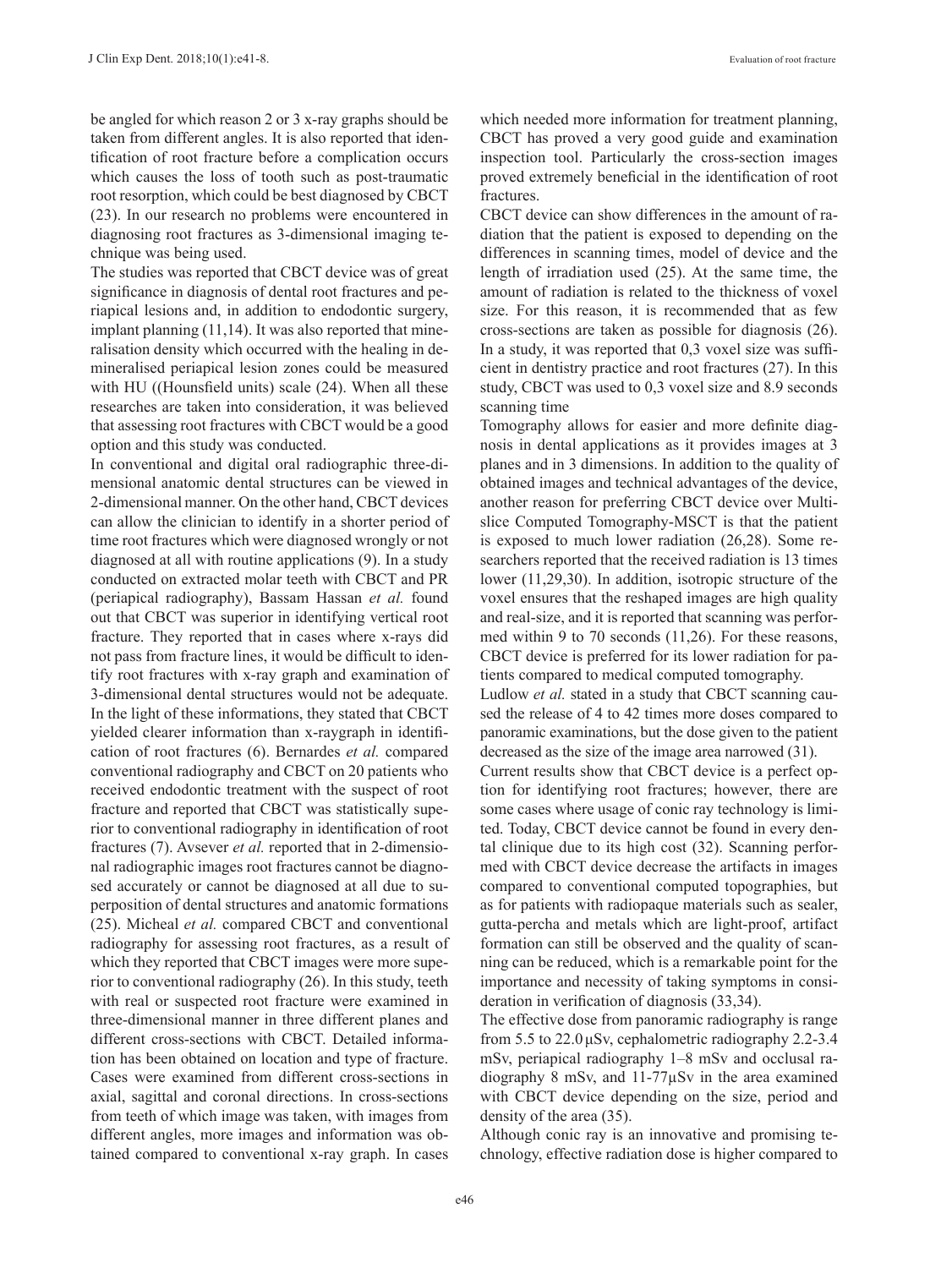be angled for which reason 2 or 3 x-ray graphs should be taken from different angles. It is also reported that identification of root fracture before a complication occurs which causes the loss of tooth such as post-traumatic root resorption, which could be best diagnosed by CBCT (23). In our research no problems were encountered in diagnosing root fractures as 3-dimensional imaging technique was being used.

The studies was reported that CBCT device was of great significance in diagnosis of dental root fractures and periapical lesions and, in addition to endodontic surgery, implant planning (11,14). It was also reported that mineralisation density which occurred with the healing in demineralised periapical lesion zones could be measured with HU ((Hounsfield units) scale (24). When all these researches are taken into consideration, it was believed that assessing root fractures with CBCT would be a good option and this study was conducted.

In conventional and digital oral radiographic three-dimensional anatomic dental structures can be viewed in 2-dimensional manner. On the other hand, CBCT devices can allow the clinician to identify in a shorter period of time root fractures which were diagnosed wrongly or not diagnosed at all with routine applications (9). In a study conducted on extracted molar teeth with CBCT and PR (periapical radiography), Bassam Hassan *et al.* found out that CBCT was superior in identifying vertical root fracture. They reported that in cases where x-rays did not pass from fracture lines, it would be difficult to identify root fractures with x-ray graph and examination of 3-dimensional dental structures would not be adequate. In the light of these informations, they stated that CBCT yielded clearer information than x-raygraph in identification of root fractures (6). Bernardes *et al.* compared conventional radiography and CBCT on 20 patients who received endodontic treatment with the suspect of root fracture and reported that CBCT was statistically superior to conventional radiography in identification of root fractures (7). Avsever *et al.* reported that in 2-dimensional radiographic images root fractures cannot be diagnosed accurately or cannot be diagnosed at all due to superposition of dental structures and anatomic formations (25). Micheal *et al.* compared CBCT and conventional radiography for assessing root fractures, as a result of which they reported that CBCT images were more superior to conventional radiography (26). In this study, teeth with real or suspected root fracture were examined in three-dimensional manner in three different planes and different cross-sections with CBCT. Detailed information has been obtained on location and type of fracture. Cases were examined from different cross-sections in axial, sagittal and coronal directions. In cross-sections from teeth of which image was taken, with images from different angles, more images and information was obtained compared to conventional x-ray graph. In cases which needed more information for treatment planning, CBCT has proved a very good guide and examination inspection tool. Particularly the cross-section images proved extremely beneficial in the identification of root fractures.

CBCT device can show differences in the amount of radiation that the patient is exposed to depending on the differences in scanning times, model of device and the length of irradiation used (25). At the same time, the amount of radiation is related to the thickness of voxel size. For this reason, it is recommended that as few cross-sections are taken as possible for diagnosis (26). In a study, it was reported that 0,3 voxel size was sufficient in dentistry practice and root fractures (27). In this study, CBCT was used to 0,3 voxel size and 8.9 seconds scanning time

Tomography allows for easier and more definite diagnosis in dental applications as it provides images at 3 planes and in 3 dimensions. In addition to the quality of obtained images and technical advantages of the device, another reason for preferring CBCT device over Multislice Computed Tomography-MSCT is that the patient is exposed to much lower radiation (26,28). Some researchers reported that the received radiation is 13 times lower (11,29,30). In addition, isotropic structure of the voxel ensures that the reshaped images are high quality and real-size, and it is reported that scanning was performed within 9 to 70 seconds (11,26). For these reasons, CBCT device is preferred for its lower radiation for patients compared to medical computed tomography.

Ludlow *et al.* stated in a study that CBCT scanning caused the release of 4 to 42 times more doses compared to panoramic examinations, but the dose given to the patient decreased as the size of the image area narrowed (31).

Current results show that CBCT device is a perfect option for identifying root fractures; however, there are some cases where usage of conic ray technology is limited. Today, CBCT device cannot be found in every dental clinique due to its high cost (32). Scanning performed with CBCT device decrease the artifacts in images compared to conventional computed topographies, but as for patients with radiopaque materials such as sealer, gutta-percha and metals which are light-proof, artifact formation can still be observed and the quality of scanning can be reduced, which is a remarkable point for the importance and necessity of taking symptoms in consideration in verification of diagnosis (33,34).

The effective dose from panoramic radiography is range from 5.5 to 22.0 μSv, cephalometric radiography 2.2-3.4 mSv, periapical radiography 1–8 mSv and occlusal radiography 8 mSv, and 11-77μSv in the area examined with CBCT device depending on the size, period and density of the area (35).

Although conic ray is an innovative and promising technology, effective radiation dose is higher compared to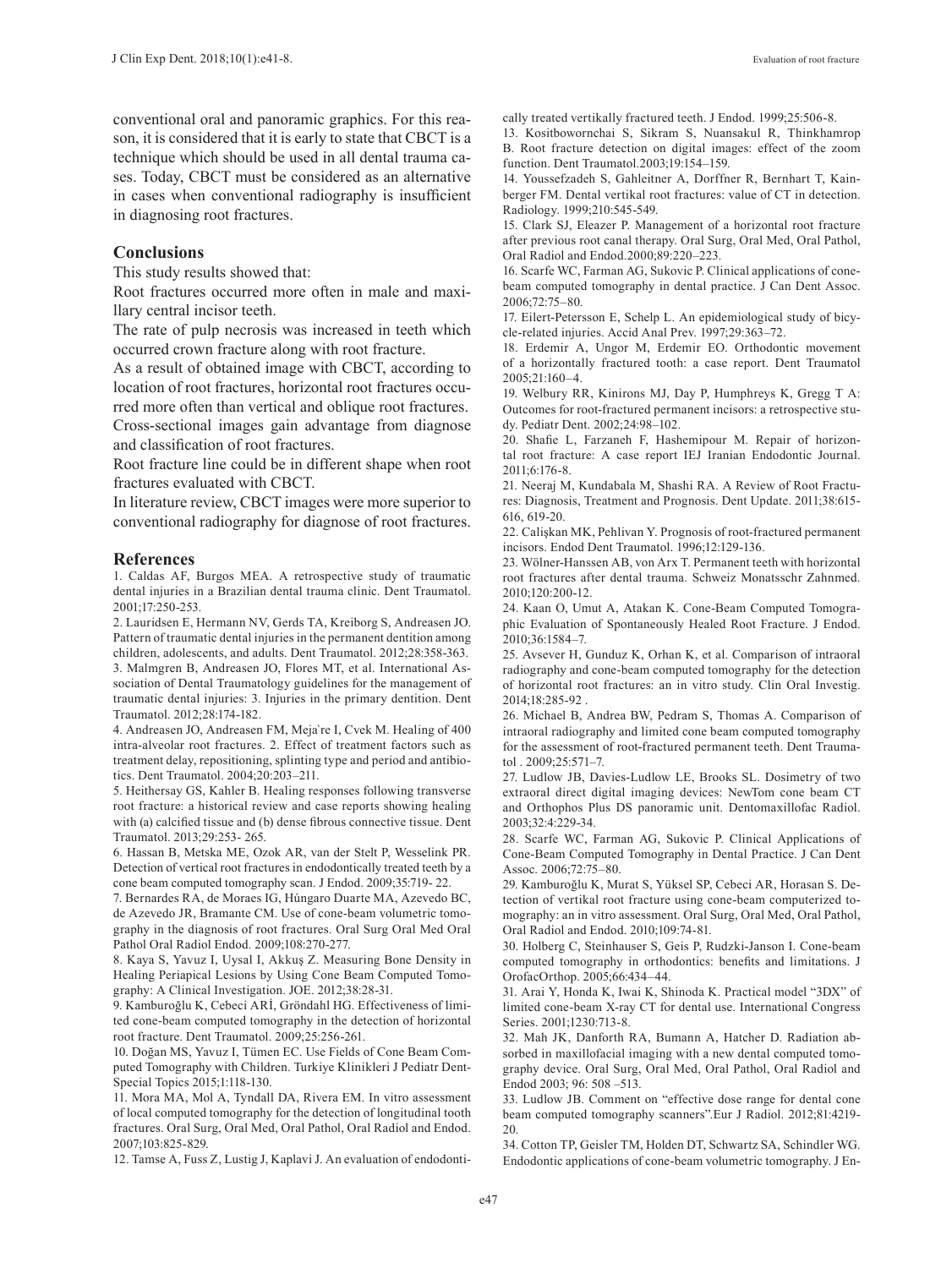conventional oral and panoramic graphics. For this reason, it is considered that it is early to state that CBCT is a technique which should be used in all dental trauma cases. Today, CBCT must be considered as an alternative in cases when conventional radiography is insufficient in diagnosing root fractures.

## Conclusions

This study results showed that:

Root fractures occurred more often in male and maxillary central incisor teeth.

The rate of pulp necrosis was increased in teeth which occurred crown fracture along with root fracture.

As a result of obtained image with CBCT, according to location of root fractures, horizontal root fractures occurred more often than vertical and oblique root fractures.

Cross-sectional images gain advantage from diagnose and classification of root fractures.

Root fracture line could be in different shape when root fractures evaluated with CBCT.

In literature review, CBCT images were more superior to conventional radiography for diagnose of root fractures.

## References

1. Caldas AF, Burgos MEA. A retrospective study of traumatic dental injuries in a Brazilian dental trauma clinic. Dent Traumatol. 2001;17:250-253.
2. Lauridsen E, Hermann NV, Gerds TA, Kreiborg S, Andreasen JO. Pattern of traumatic dental injuries in the permanent dentition among children, adolescents, and adults. Dent Traumatol. 2012;28:358-363.
3. Malmgren B, Andreasen JO, Flores MT, et al. International Association of Dental Traumatology guidelines for the management of traumatic dental injuries: 3. Injuries in the primary dentition. Dent Traumatol. 2012;28:174-182.
4. Andreasen JO, Andreasen FM, Meja`re I, Cvek M. Healing of 400 intra-alveolar root fractures. 2. Effect of treatment factors such as treatment delay, repositioning, splinting type and period and antibiotics. Dent Traumatol. 2004;20:203–211.
5. Heithersay GS, Kahler B. Healing responses following transverse root fracture: a historical review and case reports showing healing with (a) calcified tissue and (b) dense fibrous connective tissue. Dent Traumatol. 2013;29:253- 265.
6. Hassan B, Metska ME, Ozok AR, van der Stelt P, Wesselink PR. Detection of vertical root fractures in endodontically treated teeth by a cone beam computed tomography scan. J Endod. 2009;35:719- 22.
7. Bernardes RA, de Moraes IG, Húngaro Duarte MA, Azevedo BC, de Azevedo JR, Bramante CM. Use of cone-beam volumetric tomography in the diagnosis of root fractures. Oral Surg Oral Med Oral Pathol Oral Radiol Endod. 2009;108:270-277.
8. Kaya S, Yavuz I, Uysal I, Akkuş Z. Measuring Bone Density in Healing Periapical Lesions by Using Cone Beam Computed Tomography: A Clinical Investigation. JOE. 2012;38:28-31.
9. Kamburoğlu K, Cebeci ARİ, Gröndahl HG. Effectiveness of limited cone-beam computed tomography in the detection of horizontal root fracture. Dent Traumatol. 2009;25:256-261.
10. Doğan MS, Yavuz I, Tümen EC. Use Fields of Cone Beam Computed Tomography with Children. Turkiye Klinikleri J Pediatr Dent-Special Topics 2015;1:118-130.
11. Mora MA, Mol A, Tyndall DA, Rivera EM. In vitro assessment of local computed tomography for the detection of longitudinal tooth fractures. Oral Surg, Oral Med, Oral Pathol, Oral Radiol and Endod. 2007;103:825-829.
12. Tamse A, Fuss Z, Lustig J, Kaplavi J. An evaluation of endodontically treated vertikally fractured teeth. J Endod. 1999;25:506-8.
13. Kositbowornchai S, Sikram S, Nuansakul R, Thinkhamrop B. Root fracture detection on digital images: effect of the zoom function. Dent Traumatol.2003;19:154–159.
14. Youssefzadeh S, Gahleitner A, Dorffner R, Bernhart T, Kainberger FM. Dental vertikal root fractures: value of CT in detection. Radiology. 1999;210:545-549.
15. Clark SJ, Eleazer P. Management of a horizontal root fracture after previous root canal therapy. Oral Surg, Oral Med, Oral Pathol, Oral Radiol and Endod.2000;89:220–223.
16. Scarfe WC, Farman AG, Sukovic P. Clinical applications of cone-beam computed tomography in dental practice. J Can Dent Assoc. 2006;72:75–80.
17. Eilert-Petersson E, Schelp L. An epidemiological study of bicycle-related injuries. Accid Anal Prev. 1997;29:363–72.
18. Erdemir A, Ungor M, Erdemir EO. Orthodontic movement of a horizontally fractured tooth: a case report. Dent Traumatol 2005;21:160–4.
19. Welbury RR, Kinirons MJ, Day P, Humphreys K, Gregg T A: Outcomes for root-fractured permanent incisors: a retrospective study. Pediatr Dent. 2002;24:98–102.
20. Shafie L, Farzaneh F, Hashemipour M. Repair of horizontal root fracture: A case report IEJ Iranian Endodontic Journal. 2011;6:176-8.
21. Neeraj M, Kundabala M, Shashi RA. A Review of Root Fractures: Diagnosis, Treatment and Prognosis. Dent Update. 2011;38:615-616, 619-20.
22. Calişkan MK, Pehlivan Y. Prognosis of root-fractured permanent incisors. Endod Dent Traumatol. 1996;12:129-136.
23. Wölner-Hanssen AB, von Arx T. Permanent teeth with horizontal root fractures after dental trauma. Schweiz Monatsschr Zahnmed. 2010;120:200-12.
24. Kaan O, Umut A, Atakan K. Cone-Beam Computed Tomographic Evaluation of Spontaneously Healed Root Fracture. J Endod. 2010;36:1584–7.
25. Avsever H, Gunduz K, Orhan K, et al. Comparison of intraoral radiography and cone-beam computed tomography for the detection of horizontal root fractures: an in vitro study. Clin Oral Investig. 2014;18:285-92 .
26. Michael B, Andrea BW, Pedram S, Thomas A. Comparison of intraoral radiography and limited cone beam computed tomography for the assessment of root-fractured permanent teeth. Dent Traumatol . 2009;25:571–7.
27. Ludlow JB, Davies-Ludlow LE, Brooks SL. Dosimetry of two extraoral direct digital imaging devices: NewTom cone beam CT and Orthophos Plus DS panoramic unit. Dentomaxillofac Radiol. 2003;32:4:229-34.
28. Scarfe WC, Farman AG, Sukovic P. Clinical Applications of Cone-Beam Computed Tomography in Dental Practice. J Can Dent Assoc. 2006;72:75–80.
29. Kamburoğlu K, Murat S, Yüksel SP, Cebeci AR, Horasan S. Detection of vertikal root fracture using cone-beam computerized tomography: an in vitro assessment. Oral Surg, Oral Med, Oral Pathol, Oral Radiol and Endod. 2010;109:74-81.
30. Holberg C, Steinhauser S, Geis P, Rudzki-Janson I. Cone-beam computed tomography in orthodontics: benefits and limitations. J OrofacOrthop. 2005;66:434–44.
31. Arai Y, Honda K, Iwai K, Shinoda K. Practical model "3DX" of limited cone-beam X-ray CT for dental use. International Congress Series. 2001;1230:713-8.
32. Mah JK, Danforth RA, Bumann A, Hatcher D. Radiation absorbed in maxillofacial imaging with a new dental computed tomography device. Oral Surg, Oral Med, Oral Pathol, Oral Radiol and Endod 2003; 96: 508 –513.
33. Ludlow JB. Comment on "effective dose range for dental cone beam computed tomography scanners".Eur J Radiol. 2012;81:4219-20.
34. Cotton TP, Geisler TM, Holden DT, Schwartz SA, Schindler WG. Endodontic applications of cone-beam volumetric tomography. J En-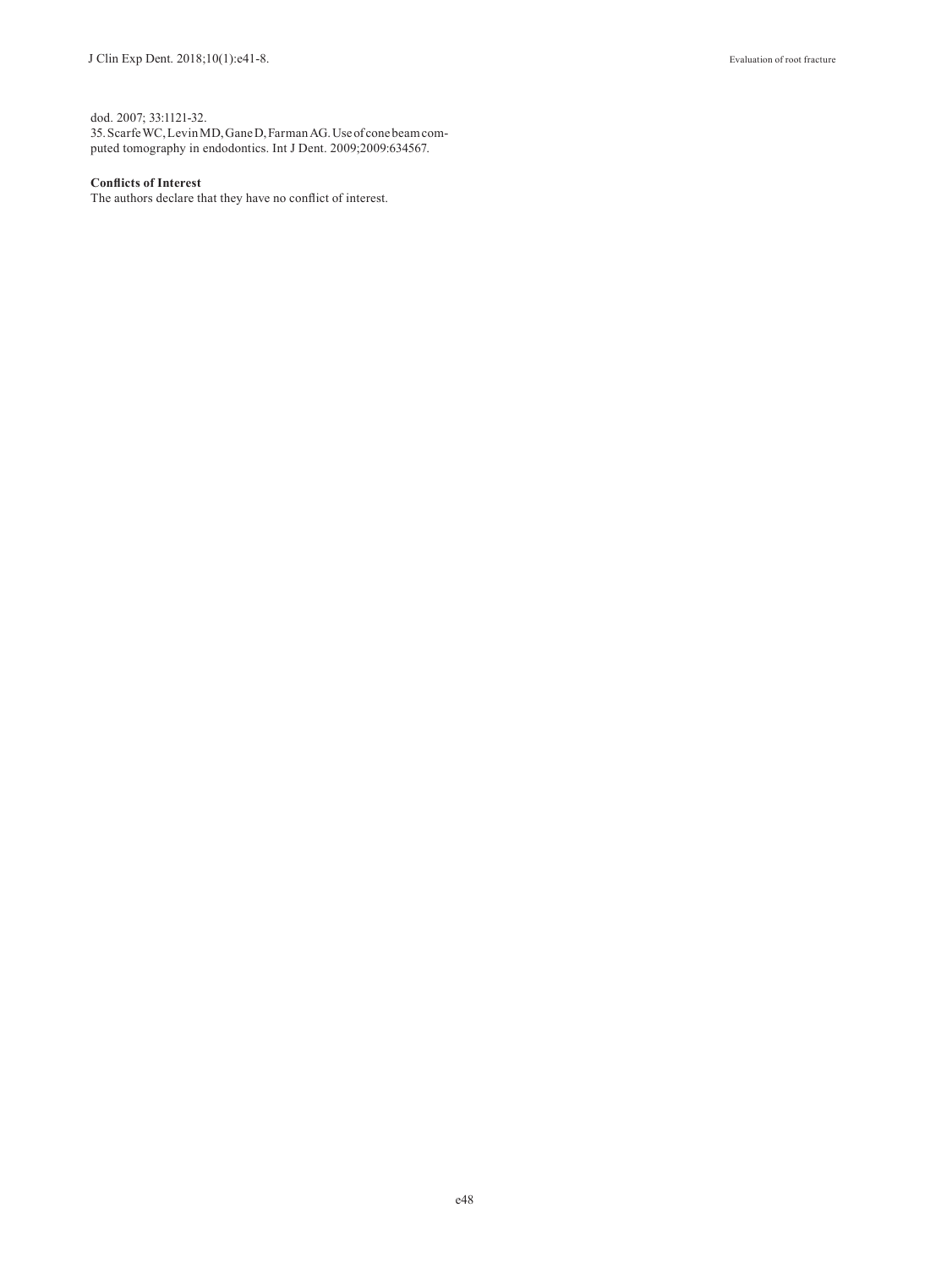dod. 2007; 33:1121-32.

35. Scarfe WC, Levin MD, Gane D, Farman AG. Use of cone beam computed tomography in endodontics. Int J Dent. 2009;2009:634567.

**Conflicts of Interest**

The authors declare that they have no conflict of interest.